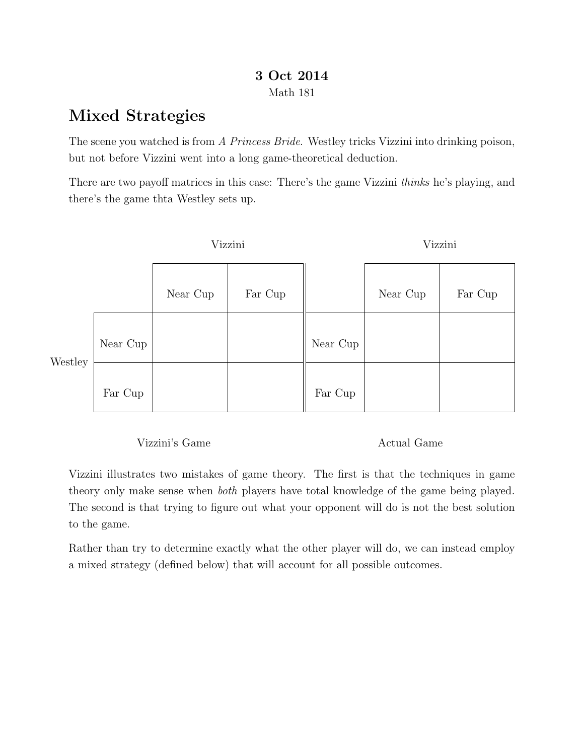**3 Oct 2014**

Math 181

# Mixed Strategies

The scene you watched is from *A Princess Bride*. Westley tricks Vizzini into drinking poison, but not before Vizzini went into a long game-theoretical deduction.

There are two payoff matrices in this case: There's the game Vizzini *thinks* he's playing, and there's the game thta Westley sets up.

**Vizzini's Game**

| | | Vizzini: Near Cup | Vizzini: Far Cup |
|---|---|---|---|
| Westley | Near Cup | | |
| | Far Cup | | |

**Actual Game**

| | | Vizzini: Near Cup | Vizzini: Far Cup |
|---|---|---|---|
| Westley | Near Cup | | |
| | Far Cup | | |

Vizzini illustrates two mistakes of game theory. The first is that the techniques in game theory only make sense when *both* players have total knowledge of the game being played. The second is that trying to figure out what your opponent will do is not the best solution to the game.

Rather than try to determine exactly what the other player will do, we can instead employ a mixed strategy (defined below) that will account for all possible outcomes.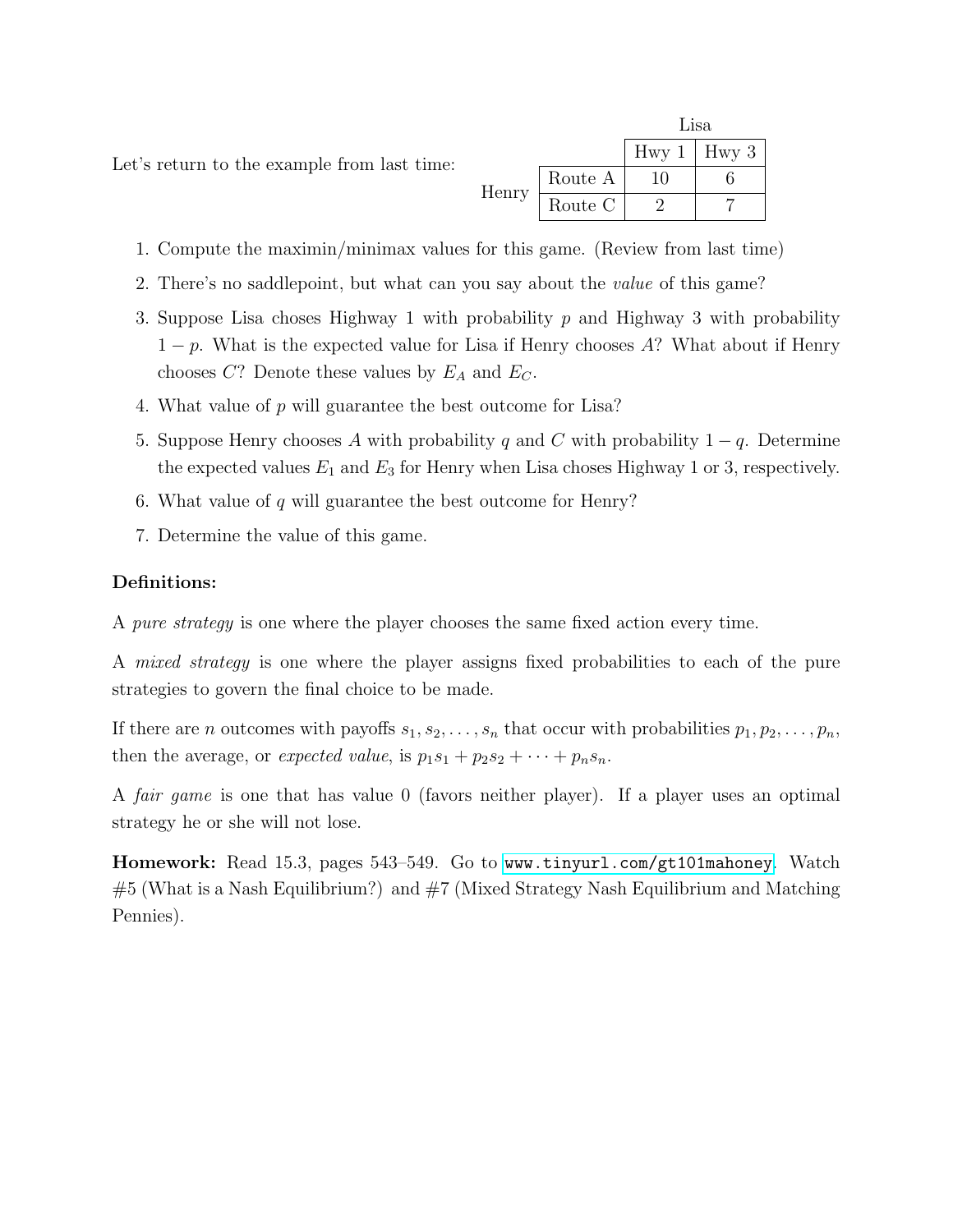Let's return to the example from last time:

| | | Lisa | |
|---|---|---|---|
| | | Hwy 1 | Hwy 3 |
| Henry | Route A | 10 | 6 |
| | Route C | 2 | 7 |

1. Compute the maximin/minimax values for this game. (Review from last time)
2. There's no saddlepoint, but what can you say about the *value* of this game?
3. Suppose Lisa choses Highway 1 with probability $p$ and Highway 3 with probability $1-p$. What is the expected value for Lisa if Henry chooses $A$? What about if Henry chooses $C$? Denote these values by $E_A$ and $E_C$.
4. What value of $p$ will guarantee the best outcome for Lisa?
5. Suppose Henry chooses $A$ with probability $q$ and $C$ with probability $1-q$. Determine the expected values $E_1$ and $E_3$ for Henry when Lisa choses Highway 1 or 3, respectively.
6. What value of $q$ will guarantee the best outcome for Henry?
7. Determine the value of this game.

**Definitions:**

A *pure strategy* is one where the player chooses the same fixed action every time.

A *mixed strategy* is one where the player assigns fixed probabilities to each of the pure strategies to govern the final choice to be made.

If there are $n$ outcomes with payoffs $s_1, s_2, \ldots, s_n$ that occur with probabilities $p_1, p_2, \ldots, p_n$, then the average, or *expected value*, is $p_1 s_1 + p_2 s_2 + \cdots + p_n s_n$.

A *fair game* is one that has value 0 (favors neither player). If a player uses an optimal strategy he or she will not lose.

**Homework:** Read 15.3, pages 543–549. Go to www.tinyurl.com/gt101mahoney. Watch #5 (What is a Nash Equilibrium?) and #7 (Mixed Strategy Nash Equilibrium and Matching Pennies).